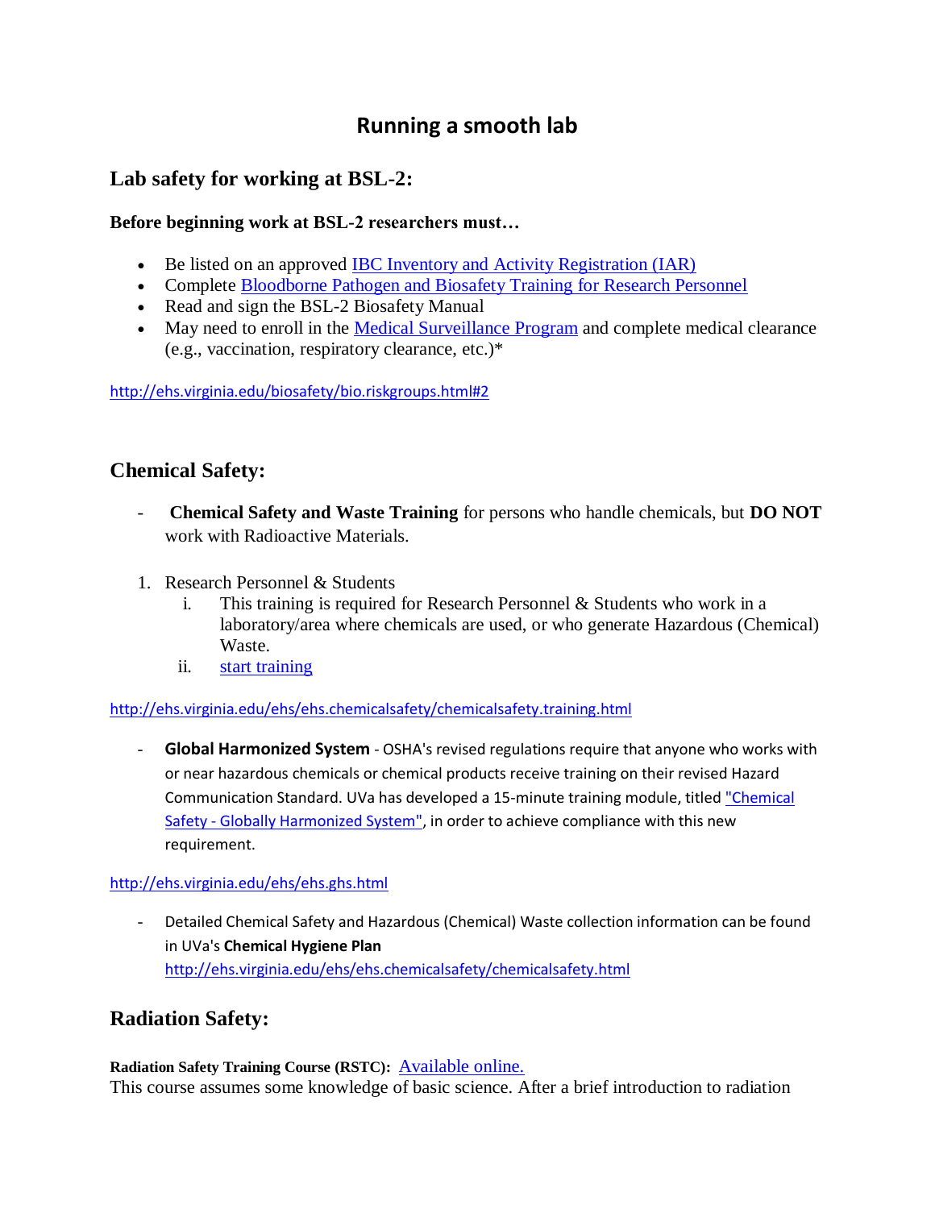# Running a smooth lab

## Lab safety for working at BSL-2:

**Before beginning work at BSL-2 researchers must…**

- Be listed on an approved IBC Inventory and Activity Registration (IAR)
- Complete Bloodborne Pathogen and Biosafety Training for Research Personnel
- Read and sign the BSL-2 Biosafety Manual
- May need to enroll in the Medical Surveillance Program and complete medical clearance (e.g., vaccination, respiratory clearance, etc.)*

http://ehs.virginia.edu/biosafety/bio.riskgroups.html#2

## Chemical Safety:

- **Chemical Safety and Waste Training** for persons who handle chemicals, but **DO NOT** work with Radioactive Materials.

1. Research Personnel & Students
   1. This training is required for Research Personnel & Students who work in a laboratory/area where chemicals are used, or who generate Hazardous (Chemical) Waste.
   2. start training

http://ehs.virginia.edu/ehs/ehs.chemicalsafety/chemicalsafety.training.html

- **Global Harmonized System** - OSHA's revised regulations require that anyone who works with or near hazardous chemicals or chemical products receive training on their revised Hazard Communication Standard. UVa has developed a 15-minute training module, titled "Chemical Safety - Globally Harmonized System", in order to achieve compliance with this new requirement.

http://ehs.virginia.edu/ehs/ehs.ghs.html

- Detailed Chemical Safety and Hazardous (Chemical) Waste collection information can be found in UVa's **Chemical Hygiene Plan**
  http://ehs.virginia.edu/ehs/ehs.chemicalsafety/chemicalsafety.html

## Radiation Safety:

**Radiation Safety Training Course (RSTC):** Available online.
This course assumes some knowledge of basic science. After a brief introduction to radiation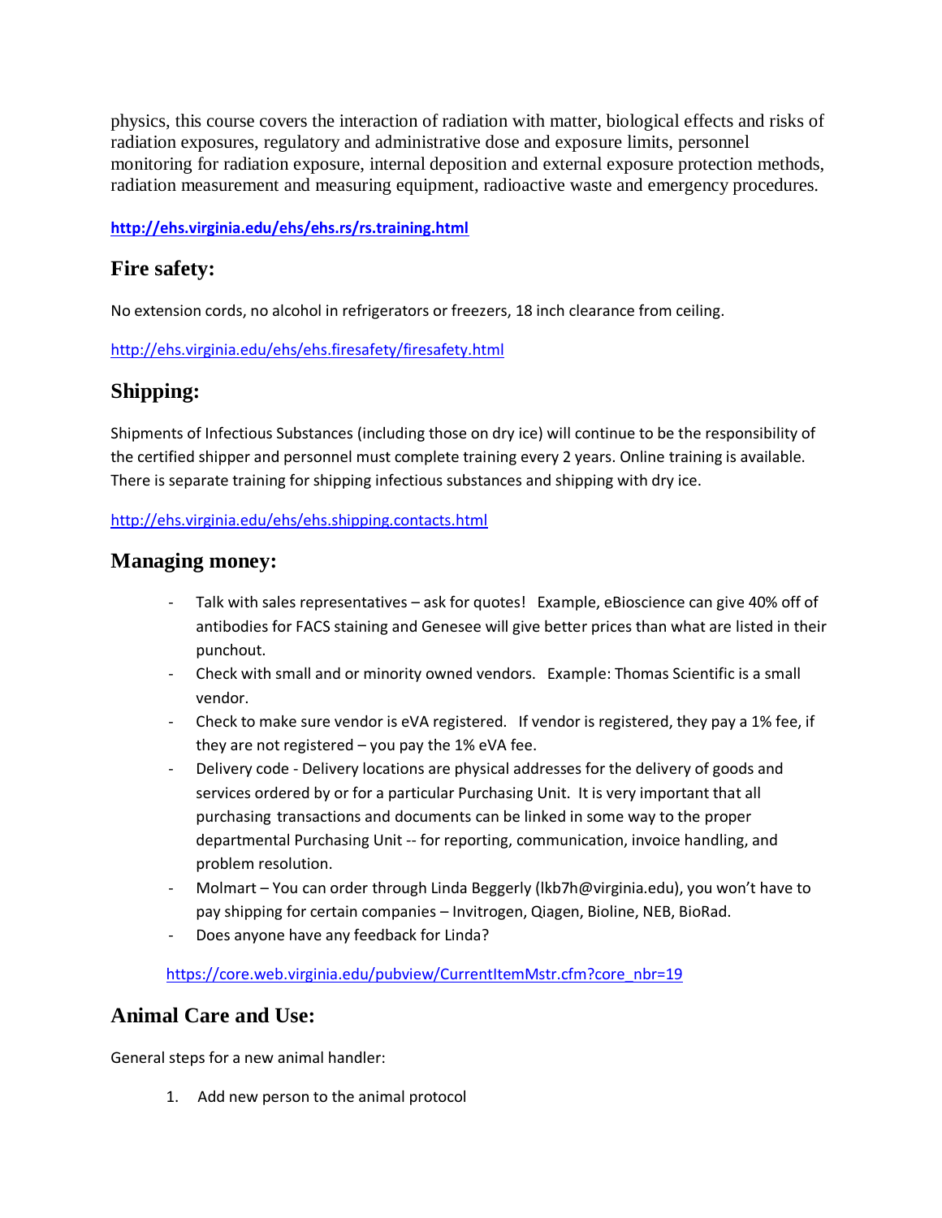physics, this course covers the interaction of radiation with matter, biological effects and risks of radiation exposures, regulatory and administrative dose and exposure limits, personnel monitoring for radiation exposure, internal deposition and external exposure protection methods, radiation measurement and measuring equipment, radioactive waste and emergency procedures.

**http://ehs.virginia.edu/ehs/ehs.rs/rs.training.html**

## Fire safety:

No extension cords, no alcohol in refrigerators or freezers, 18 inch clearance from ceiling.

http://ehs.virginia.edu/ehs/ehs.firesafety/firesafety.html

## Shipping:

Shipments of Infectious Substances (including those on dry ice) will continue to be the responsibility of the certified shipper and personnel must complete training every 2 years. Online training is available. There is separate training for shipping infectious substances and shipping with dry ice.

http://ehs.virginia.edu/ehs/ehs.shipping.contacts.html

## Managing money:

- Talk with sales representatives – ask for quotes! Example, eBioscience can give 40% off of antibodies for FACS staining and Genesee will give better prices than what are listed in their punchout.
- Check with small and or minority owned vendors. Example: Thomas Scientific is a small vendor.
- Check to make sure vendor is eVA registered. If vendor is registered, they pay a 1% fee, if they are not registered – you pay the 1% eVA fee.
- Delivery code - Delivery locations are physical addresses for the delivery of goods and services ordered by or for a particular Purchasing Unit. It is very important that all purchasing transactions and documents can be linked in some way to the proper departmental Purchasing Unit -- for reporting, communication, invoice handling, and problem resolution.
- Molmart – You can order through Linda Beggerly (lkb7h@virginia.edu), you won't have to pay shipping for certain companies – Invitrogen, Qiagen, Bioline, NEB, BioRad.
- Does anyone have any feedback for Linda?

https://core.web.virginia.edu/pubview/CurrentItemMstr.cfm?core_nbr=19

## Animal Care and Use:

General steps for a new animal handler:

1. Add new person to the animal protocol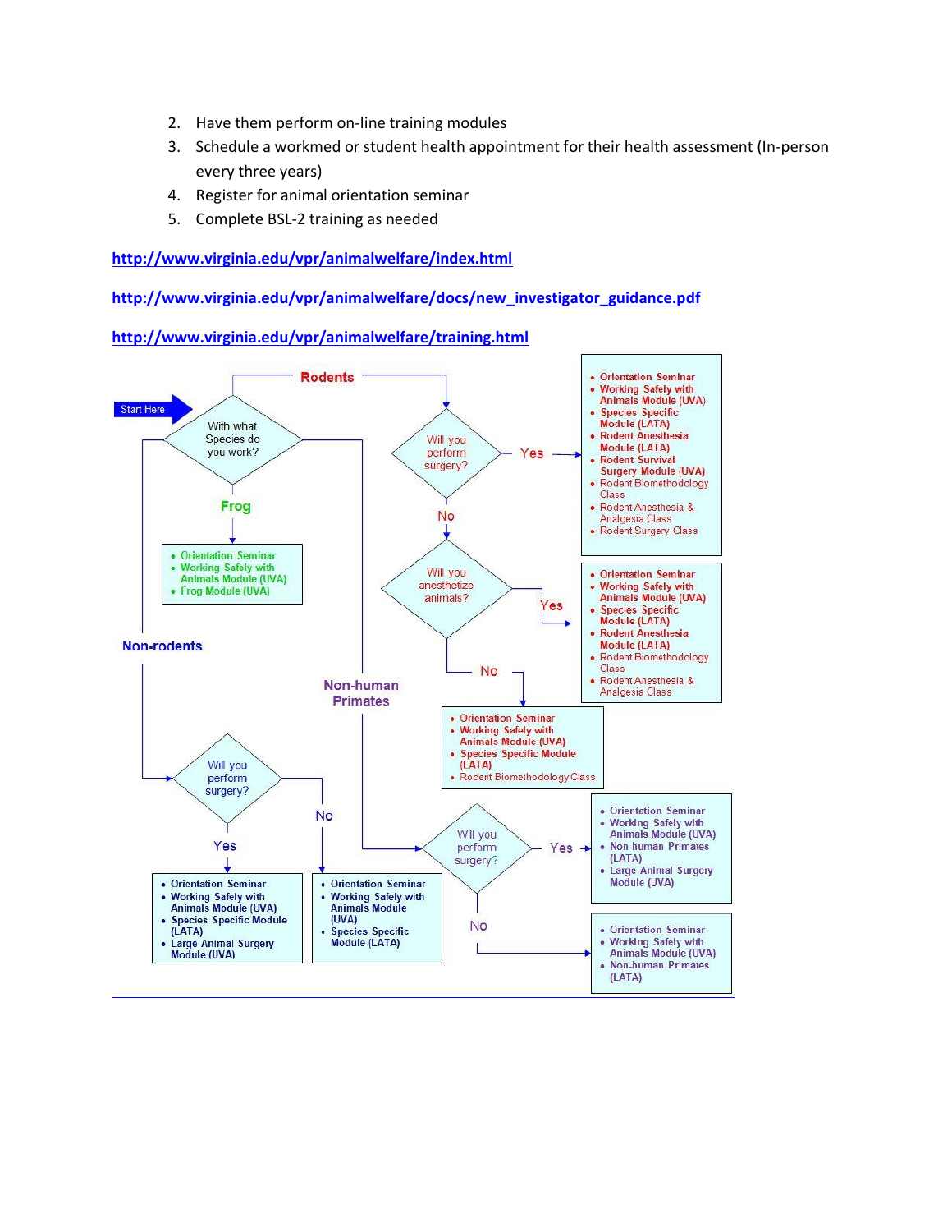2. Have them perform on-line training modules
3. Schedule a workmed or student health appointment for their health assessment (In-person every three years)
4. Register for animal orientation seminar
5. Complete BSL-2 training as needed

http://www.virginia.edu/vpr/animalwelfare/index.html

http://www.virginia.edu/vpr/animalwelfare/docs/new_investigator_guidance.pdf

http://www.virginia.edu/vpr/animalwelfare/training.html

Start Here

With what Species do you work?

Rodents

Will you perform surgery?

Yes

- Orientation Seminar
- Working Safely with Animals Module (UVA)
- Species Specific Module (LATA)
- Rodent Anesthesia Module (LATA)
- Rodent Survival Surgery Module (UVA)
- Rodent Biomethodology Class
- Rodent Anesthesia & Analgesia Class
- Rodent Surgery Class

No

Will you anesthetize animals?

Yes

- Orientation Seminar
- Working Safely with Animals Module (UVA)
- Species Specific Module (LATA)
- Rodent Anesthesia Module (LATA)
- Rodent Biomethodology Class
- Rodent Anesthesia & Analgesia Class

No

- Orientation Seminar
- Working Safely with Animals Module (UVA)
- Species Specific Module (LATA)
- Rodent Biomethodology Class

Frog

- Orientation Seminar
- Working Safely with Animals Module (UVA)
- Frog Module (UVA)

Non-rodents

Will you perform surgery?

Yes

- Orientation Seminar
- Working Safely with Animals Module (UVA)
- Species Specific Module (LATA)
- Large Animal Surgery Module (UVA)

No

- Orientation Seminar
- Working Safely with Animals Module (UVA)
- Species Specific Module (LATA)

Non-human Primates

Will you perform surgery?

Yes

- Orientation Seminar
- Working Safely with Animals Module (UVA)
- Non-human Primates (LATA)
- Large Animal Surgery Module (UVA)

No

- Orientation Seminar
- Working Safely with Animals Module (UVA)
- Non-human Primates (LATA)